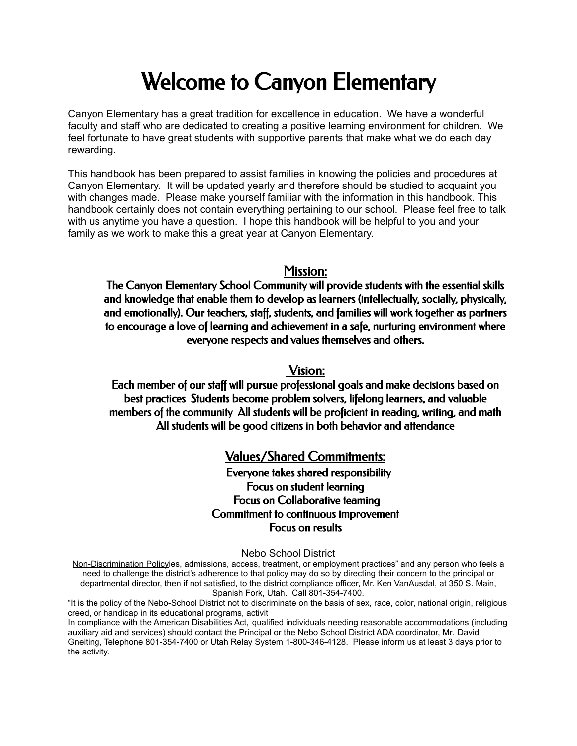# Welcome to Canyon Elementary

Canyon Elementary has a great tradition for excellence in education. We have a wonderful faculty and staff who are dedicated to creating a positive learning environment for children. We feel fortunate to have great students with supportive parents that make what we do each day rewarding.

This handbook has been prepared to assist families in knowing the policies and procedures at Canyon Elementary. It will be updated yearly and therefore should be studied to acquaint you with changes made. Please make yourself familiar with the information in this handbook. This handbook certainly does not contain everything pertaining to our school. Please feel free to talk with us anytime you have a question. I hope this handbook will be helpful to you and your family as we work to make this a great year at Canyon Elementary.

## Mission:

**The Canyon Elementary School Community will provide students with the essential skills and knowledge that enable them to develop as learners (intellectually, socially, physically, and emotionally). Our teachers, staff, students, and families will work together as partners to encourage a love of learning and achievement in a safe, nurturing environment where everyone respects and values themselves and others.**

## Vision:

**Each member of our staff will pursue professional goals and make decisions based on best practices Students become problem solvers, lifelong learners, and valuable members of the community All students will be proficient in reading, writing, and math All students will be good citizens in both behavior and attendance**

## Values/Shared Commitments:

**Everyone takes shared responsibility**
**Focus on student learning**
**Focus on Collaborative teaming**
**Commitment to continuous improvement**
**Focus on results**

Nebo School District

Non-Discrimination Policyies, admissions, access, treatment, or employment practices" and any person who feels a need to challenge the district's adherence to that policy may do so by directing their concern to the principal or departmental director, then if not satisfied, to the district compliance officer, Mr. Ken VanAusdal, at 350 S. Main, Spanish Fork, Utah. Call 801-354-7400.

"It is the policy of the Nebo-School District not to discriminate on the basis of sex, race, color, national origin, religious creed, or handicap in its educational programs, activit

In compliance with the American Disabilities Act, qualified individuals needing reasonable accommodations (including auxiliary aid and services) should contact the Principal or the Nebo School District ADA coordinator, Mr. David Gneiting, Telephone 801-354-7400 or Utah Relay System 1-800-346-4128. Please inform us at least 3 days prior to the activity.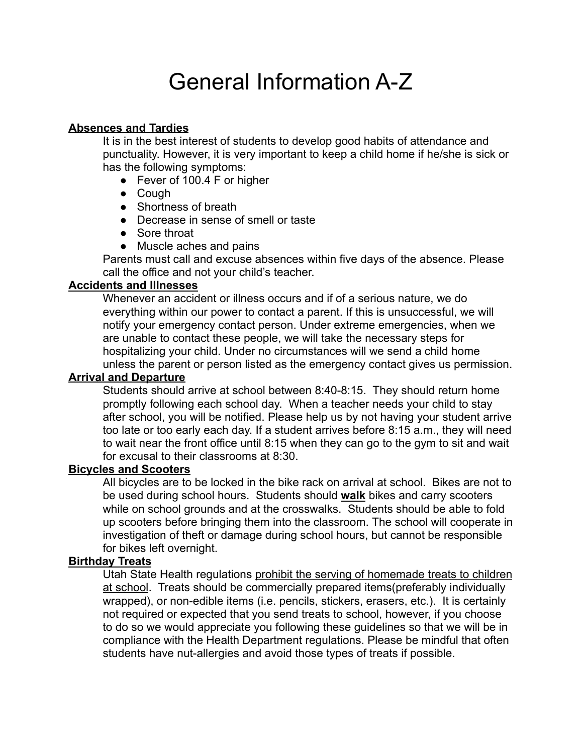# General Information A-Z

**Absences and Tardies**

It is in the best interest of students to develop good habits of attendance and punctuality. However, it is very important to keep a child home if he/she is sick or has the following symptoms:

- Fever of 100.4 F or higher
- Cough
- Shortness of breath
- Decrease in sense of smell or taste
- Sore throat
- Muscle aches and pains

Parents must call and excuse absences within five days of the absence. Please call the office and not your child's teacher.

**Accidents and Illnesses**

Whenever an accident or illness occurs and if of a serious nature, we do everything within our power to contact a parent. If this is unsuccessful, we will notify your emergency contact person. Under extreme emergencies, when we are unable to contact these people, we will take the necessary steps for hospitalizing your child. Under no circumstances will we send a child home unless the parent or person listed as the emergency contact gives us permission.

**Arrival and Departure**

Students should arrive at school between 8:40-8:15. They should return home promptly following each school day. When a teacher needs your child to stay after school, you will be notified. Please help us by not having your student arrive too late or too early each day. If a student arrives before 8:15 a.m., they will need to wait near the front office until 8:15 when they can go to the gym to sit and wait for excusal to their classrooms at 8:30.

**Bicycles and Scooters**

All bicycles are to be locked in the bike rack on arrival at school. Bikes are not to be used during school hours. Students should **walk** bikes and carry scooters while on school grounds and at the crosswalks. Students should be able to fold up scooters before bringing them into the classroom. The school will cooperate in investigation of theft or damage during school hours, but cannot be responsible for bikes left overnight.

**Birthday Treats**

Utah State Health regulations prohibit the serving of homemade treats to children at school. Treats should be commercially prepared items(preferably individually wrapped), or non-edible items (i.e. pencils, stickers, erasers, etc.). It is certainly not required or expected that you send treats to school, however, if you choose to do so we would appreciate you following these guidelines so that we will be in compliance with the Health Department regulations. Please be mindful that often students have nut-allergies and avoid those types of treats if possible.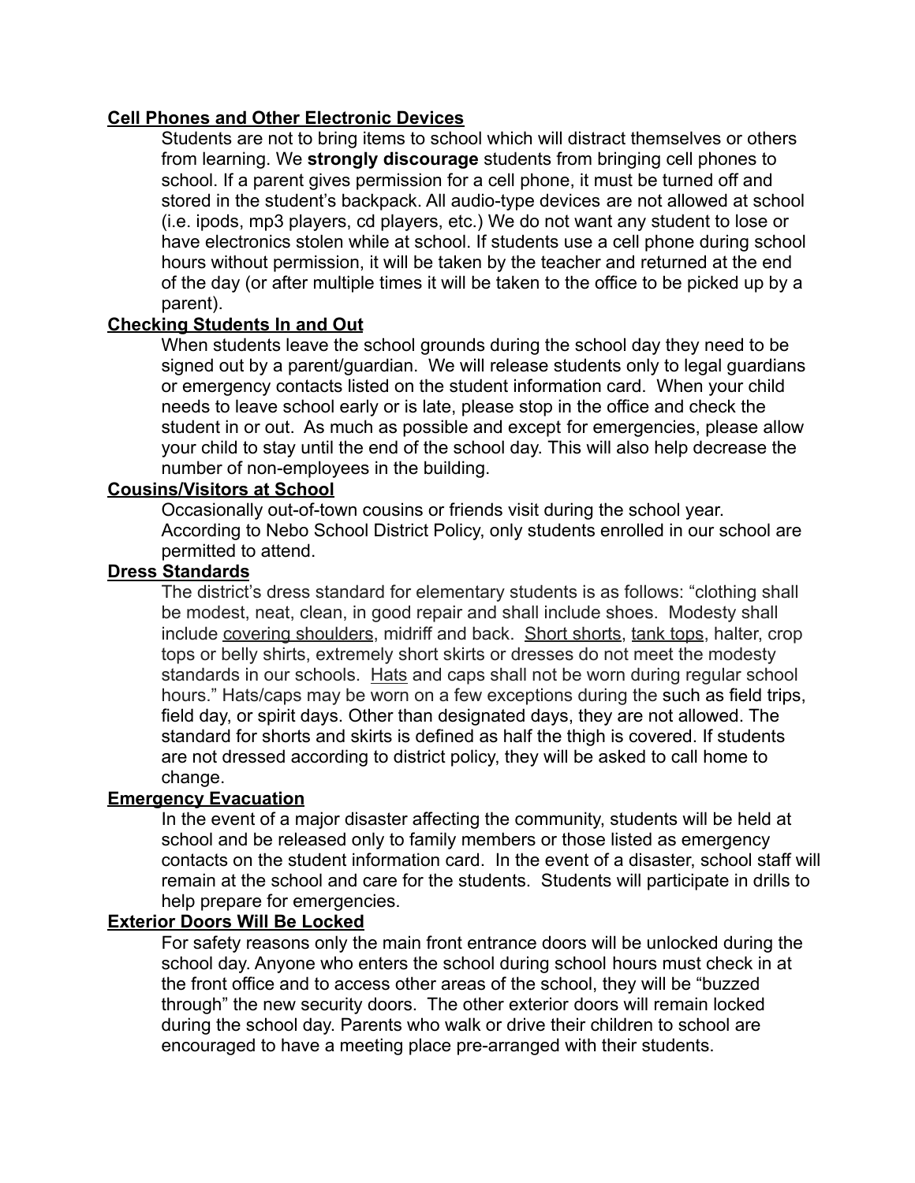**Cell Phones and Other Electronic Devices**

Students are not to bring items to school which will distract themselves or others from learning. We **strongly discourage** students from bringing cell phones to school. If a parent gives permission for a cell phone, it must be turned off and stored in the student's backpack. All audio-type devices are not allowed at school (i.e. ipods, mp3 players, cd players, etc.) We do not want any student to lose or have electronics stolen while at school. If students use a cell phone during school hours without permission, it will be taken by the teacher and returned at the end of the day (or after multiple times it will be taken to the office to be picked up by a parent).

**Checking Students In and Out**

When students leave the school grounds during the school day they need to be signed out by a parent/guardian. We will release students only to legal guardians or emergency contacts listed on the student information card. When your child needs to leave school early or is late, please stop in the office and check the student in or out. As much as possible and except for emergencies, please allow your child to stay until the end of the school day. This will also help decrease the number of non-employees in the building.

**Cousins/Visitors at School**

Occasionally out-of-town cousins or friends visit during the school year. According to Nebo School District Policy, only students enrolled in our school are permitted to attend.

**Dress Standards**

The district's dress standard for elementary students is as follows: "clothing shall be modest, neat, clean, in good repair and shall include shoes. Modesty shall include covering shoulders, midriff and back. Short shorts, tank tops, halter, crop tops or belly shirts, extremely short skirts or dresses do not meet the modesty standards in our schools. Hats and caps shall not be worn during regular school hours." Hats/caps may be worn on a few exceptions during the such as field trips, field day, or spirit days. Other than designated days, they are not allowed. The standard for shorts and skirts is defined as half the thigh is covered. If students are not dressed according to district policy, they will be asked to call home to change.

**Emergency Evacuation**

In the event of a major disaster affecting the community, students will be held at school and be released only to family members or those listed as emergency contacts on the student information card. In the event of a disaster, school staff will remain at the school and care for the students. Students will participate in drills to help prepare for emergencies.

**Exterior Doors Will Be Locked**

For safety reasons only the main front entrance doors will be unlocked during the school day. Anyone who enters the school during school hours must check in at the front office and to access other areas of the school, they will be "buzzed through" the new security doors. The other exterior doors will remain locked during the school day. Parents who walk or drive their children to school are encouraged to have a meeting place pre-arranged with their students.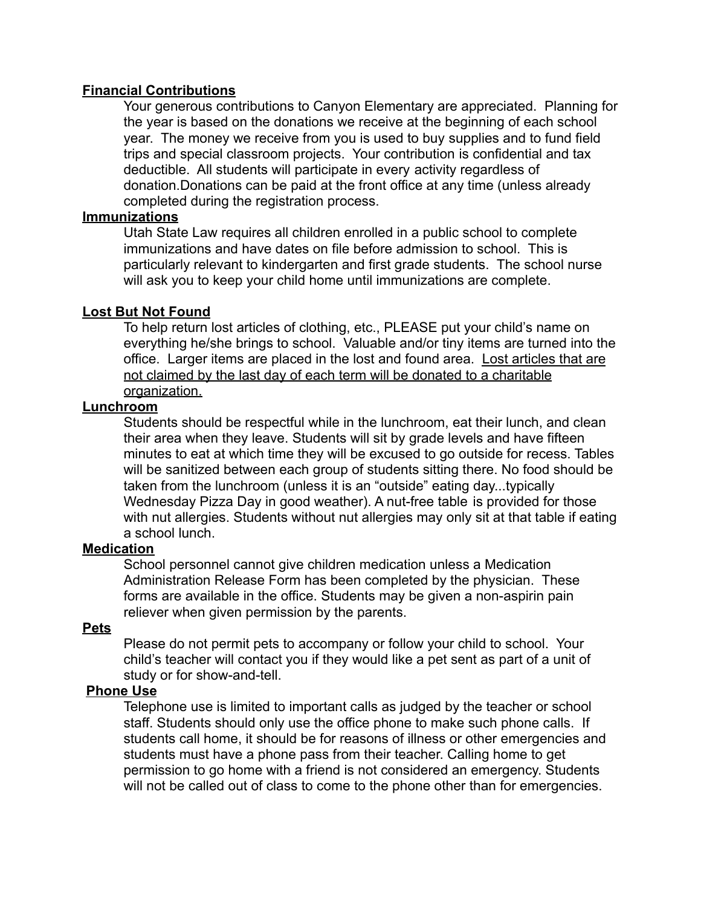**Financial Contributions**

Your generous contributions to Canyon Elementary are appreciated. Planning for the year is based on the donations we receive at the beginning of each school year. The money we receive from you is used to buy supplies and to fund field trips and special classroom projects. Your contribution is confidential and tax deductible. All students will participate in every activity regardless of donation.Donations can be paid at the front office at any time (unless already completed during the registration process.

**Immunizations**

Utah State Law requires all children enrolled in a public school to complete immunizations and have dates on file before admission to school. This is particularly relevant to kindergarten and first grade students. The school nurse will ask you to keep your child home until immunizations are complete.

**Lost But Not Found**

To help return lost articles of clothing, etc., PLEASE put your child's name on everything he/she brings to school. Valuable and/or tiny items are turned into the office. Larger items are placed in the lost and found area. Lost articles that are not claimed by the last day of each term will be donated to a charitable organization.

**Lunchroom**

Students should be respectful while in the lunchroom, eat their lunch, and clean their area when they leave. Students will sit by grade levels and have fifteen minutes to eat at which time they will be excused to go outside for recess. Tables will be sanitized between each group of students sitting there. No food should be taken from the lunchroom (unless it is an "outside" eating day...typically Wednesday Pizza Day in good weather). A nut-free table is provided for those with nut allergies. Students without nut allergies may only sit at that table if eating a school lunch.

**Medication**

School personnel cannot give children medication unless a Medication Administration Release Form has been completed by the physician. These forms are available in the office. Students may be given a non-aspirin pain reliever when given permission by the parents.

**Pets**

Please do not permit pets to accompany or follow your child to school. Your child's teacher will contact you if they would like a pet sent as part of a unit of study or for show-and-tell.

**Phone Use**

Telephone use is limited to important calls as judged by the teacher or school staff. Students should only use the office phone to make such phone calls. If students call home, it should be for reasons of illness or other emergencies and students must have a phone pass from their teacher. Calling home to get permission to go home with a friend is not considered an emergency. Students will not be called out of class to come to the phone other than for emergencies.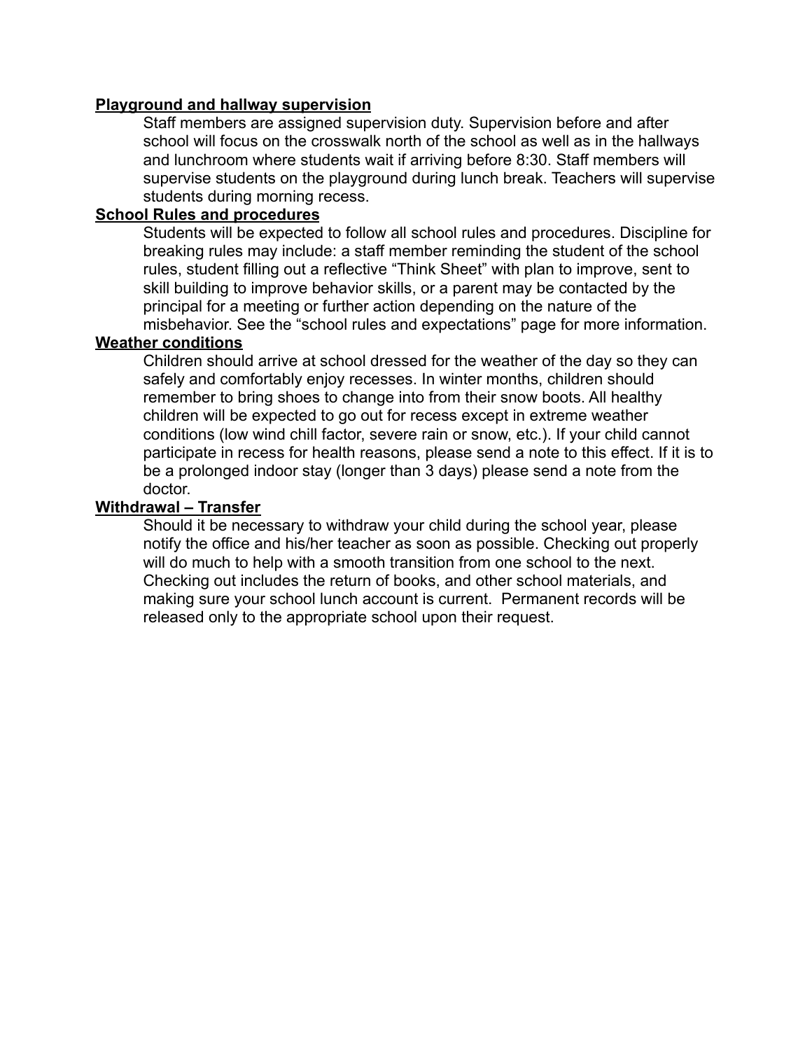**Playground and hallway supervision**

Staff members are assigned supervision duty. Supervision before and after school will focus on the crosswalk north of the school as well as in the hallways and lunchroom where students wait if arriving before 8:30. Staff members will supervise students on the playground during lunch break. Teachers will supervise students during morning recess.

**School Rules and procedures**

Students will be expected to follow all school rules and procedures. Discipline for breaking rules may include: a staff member reminding the student of the school rules, student filling out a reflective "Think Sheet" with plan to improve, sent to skill building to improve behavior skills, or a parent may be contacted by the principal for a meeting or further action depending on the nature of the misbehavior. See the "school rules and expectations" page for more information.

**Weather conditions**

Children should arrive at school dressed for the weather of the day so they can safely and comfortably enjoy recesses. In winter months, children should remember to bring shoes to change into from their snow boots. All healthy children will be expected to go out for recess except in extreme weather conditions (low wind chill factor, severe rain or snow, etc.). If your child cannot participate in recess for health reasons, please send a note to this effect. If it is to be a prolonged indoor stay (longer than 3 days) please send a note from the doctor.

**Withdrawal – Transfer**

Should it be necessary to withdraw your child during the school year, please notify the office and his/her teacher as soon as possible. Checking out properly will do much to help with a smooth transition from one school to the next. Checking out includes the return of books, and other school materials, and making sure your school lunch account is current. Permanent records will be released only to the appropriate school upon their request.